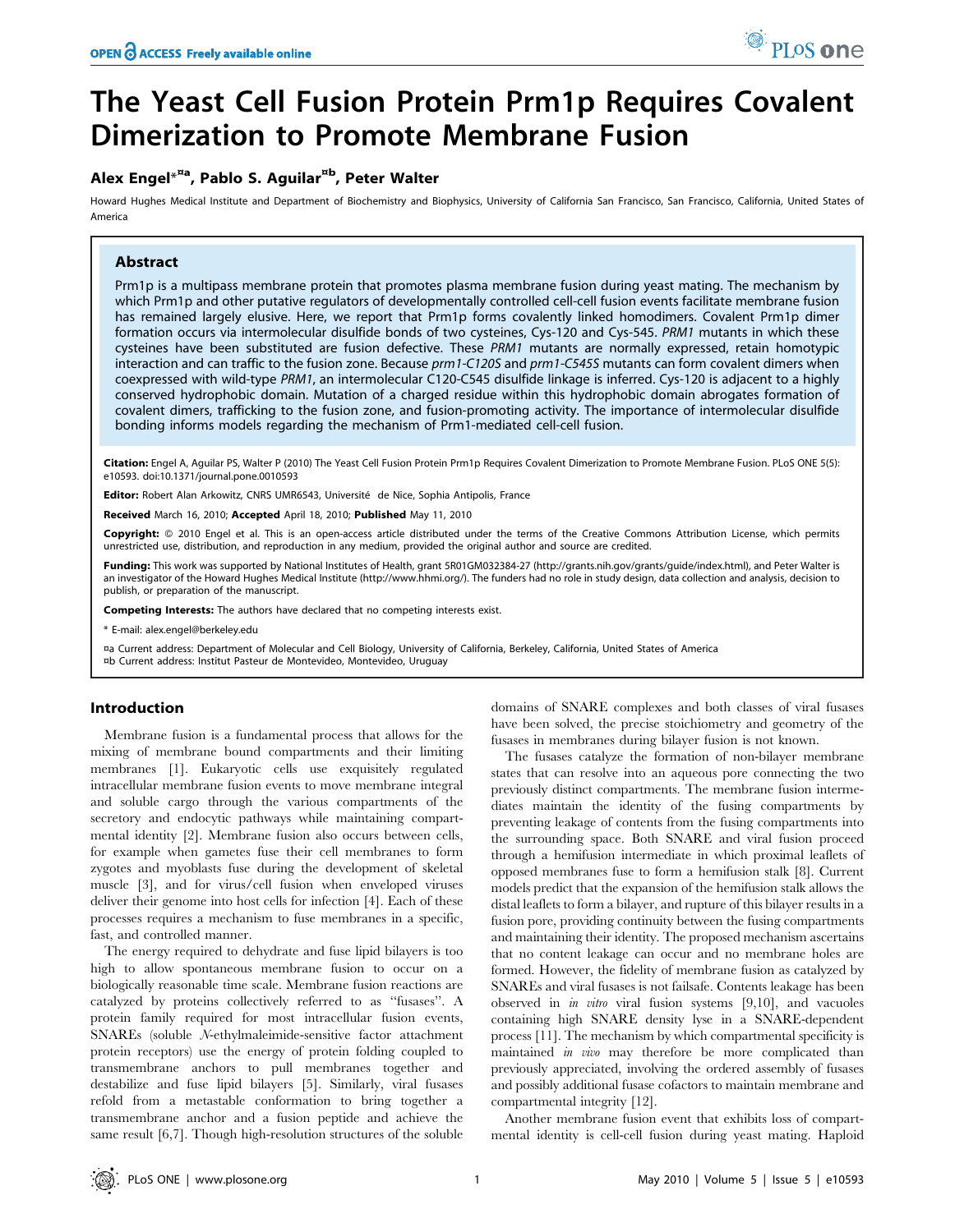# The Yeast Cell Fusion Protein Prm1p Requires Covalent Dimerization to Promote Membrane Fusion

**Alex Engel**\*[¤a], **Pablo S. Aguilar**[¤b], **Peter Walter**

Howard Hughes Medical Institute and Department of Biochemistry and Biophysics, University of California San Francisco, San Francisco, California, United States of America

## Abstract

Prm1p is a multipass membrane protein that promotes plasma membrane fusion during yeast mating. The mechanism by which Prm1p and other putative regulators of developmentally controlled cell-cell fusion events facilitate membrane fusion has remained largely elusive. Here, we report that Prm1p forms covalently linked homodimers. Covalent Prm1p dimer formation occurs via intermolecular disulfide bonds of two cysteines, Cys-120 and Cys-545. *PRM1* mutants in which these cysteines have been substituted are fusion defective. These *PRM1* mutants are normally expressed, retain homotypic interaction and can traffic to the fusion zone. Because *prm1-C120S* and *prm1-C545S* mutants can form covalent dimers when coexpressed with wild-type *PRM1*, an intermolecular C120-C545 disulfide linkage is inferred. Cys-120 is adjacent to a highly conserved hydrophobic domain. Mutation of a charged residue within this hydrophobic domain abrogates formation of covalent dimers, trafficking to the fusion zone, and fusion-promoting activity. The importance of intermolecular disulfide bonding informs models regarding the mechanism of Prm1-mediated cell-cell fusion.

**Citation:** Engel A, Aguilar PS, Walter P (2010) The Yeast Cell Fusion Protein Prm1p Requires Covalent Dimerization to Promote Membrane Fusion. PLoS ONE 5(5): e10593. doi:10.1371/journal.pone.0010593

**Editor:** Robert Alan Arkowitz, CNRS UMR6543, Université de Nice, Sophia Antipolis, France

**Received** March 16, 2010; **Accepted** April 18, 2010; **Published** May 11, 2010

**Copyright:** © 2010 Engel et al. This is an open-access article distributed under the terms of the Creative Commons Attribution License, which permits unrestricted use, distribution, and reproduction in any medium, provided the original author and source are credited.

**Funding:** This work was supported by National Institutes of Health, grant 5R01GM032384-27 (http://grants.nih.gov/grants/guide/index.html), and Peter Walter is an investigator of the Howard Hughes Medical Institute (http://www.hhmi.org/). The funders had no role in study design, data collection and analysis, decision to publish, or preparation of the manuscript.

**Competing Interests:** The authors have declared that no competing interests exist.

\* E-mail: alex.engel@berkeley.edu

¤a Current address: Department of Molecular and Cell Biology, University of California, Berkeley, California, United States of America
¤b Current address: Institut Pasteur de Montevideo, Montevideo, Uruguay

## Introduction

Membrane fusion is a fundamental process that allows for the mixing of membrane bound compartments and their limiting membranes [1]. Eukaryotic cells use exquisitely regulated intracellular membrane fusion events to move membrane integral and soluble cargo through the various compartments of the secretory and endocytic pathways while maintaining compartmental identity [2]. Membrane fusion also occurs between cells, for example when gametes fuse their cell membranes to form zygotes and myoblasts fuse during the development of skeletal muscle [3], and for virus/cell fusion when enveloped viruses deliver their genome into host cells for infection [4]. Each of these processes requires a mechanism to fuse membranes in a specific, fast, and controlled manner.

The energy required to dehydrate and fuse lipid bilayers is too high to allow spontaneous membrane fusion to occur on a biologically reasonable time scale. Membrane fusion reactions are catalyzed by proteins collectively referred to as "fusases". A protein family required for most intracellular fusion events, SNAREs (soluble *N*-ethylmaleimide-sensitive factor attachment protein receptors) use the energy of protein folding coupled to transmembrane anchors to pull membranes together and destabilize and fuse lipid bilayers [5]. Similarly, viral fusases refold from a metastable conformation to bring together a transmembrane anchor and a fusion peptide and achieve the same result [6,7]. Though high-resolution structures of the soluble domains of SNARE complexes and both classes of viral fusases have been solved, the precise stoichiometry and geometry of the fusases in membranes during bilayer fusion is not known.

The fusases catalyze the formation of non-bilayer membrane states that can resolve into an aqueous pore connecting the two previously distinct compartments. The membrane fusion intermediates maintain the identity of the fusing compartments by preventing leakage of contents from the fusing compartments into the surrounding space. Both SNARE and viral fusion proceed through a hemifusion intermediate in which proximal leaflets of opposed membranes fuse to form a hemifusion stalk [8]. Current models predict that the expansion of the hemifusion stalk allows the distal leaflets to form a bilayer, and rupture of this bilayer results in a fusion pore, providing continuity between the fusing compartments and maintaining their identity. The proposed mechanism ascertains that no content leakage can occur and no membrane holes are formed. However, the fidelity of membrane fusion as catalyzed by SNAREs and viral fusases is not failsafe. Contents leakage has been observed in *in vitro* viral fusion systems [9,10], and vacuoles containing high SNARE density lyse in a SNARE-dependent process [11]. The mechanism by which compartmental specificity is maintained *in vivo* may therefore be more complicated than previously appreciated, involving the ordered assembly of fusases and possibly additional fusase cofactors to maintain membrane and compartmental integrity [12].

Another membrane fusion event that exhibits loss of compartmental identity is cell-cell fusion during yeast mating. Haploid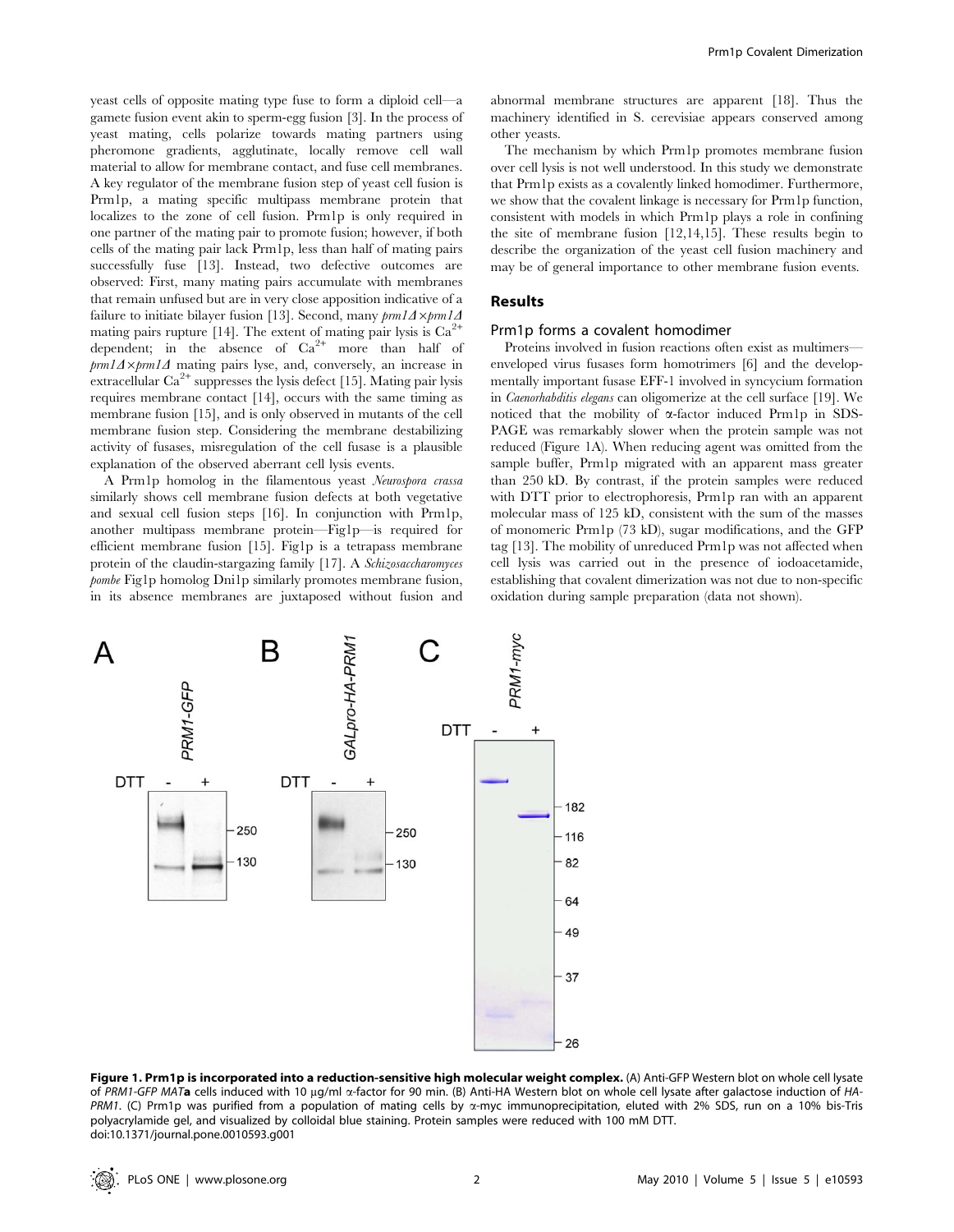yeast cells of opposite mating type fuse to form a diploid cell—a gamete fusion event akin to sperm-egg fusion [3]. In the process of yeast mating, cells polarize towards mating partners using pheromone gradients, agglutinate, locally remove cell wall material to allow for membrane contact, and fuse cell membranes. A key regulator of the membrane fusion step of yeast cell fusion is Prm1p, a mating specific multipass membrane protein that localizes to the zone of cell fusion. Prm1p is only required in one partner of the mating pair to promote fusion; however, if both cells of the mating pair lack Prm1p, less than half of mating pairs successfully fuse [13]. Instead, two defective outcomes are observed: First, many mating pairs accumulate with membranes that remain unfused but are in very close apposition indicative of a failure to initiate bilayer fusion [13]. Second, many *prm1Δ×prm1Δ* mating pairs rupture [14]. The extent of mating pair lysis is $Ca^{2+}$ dependent; in the absence of $Ca^{2+}$ more than half of *prm1Δ×prm1Δ* mating pairs lyse, and, conversely, an increase in extracellular $Ca^{2+}$ suppresses the lysis defect [15]. Mating pair lysis requires membrane contact [14], occurs with the same timing as membrane fusion [15], and is only observed in mutants of the cell membrane fusion step. Considering the membrane destabilizing activity of fusases, misregulation of the cell fusase is a plausible explanation of the observed aberrant cell lysis events.

A Prm1p homolog in the filamentous yeast *Neurospora crassa* similarly shows cell membrane fusion defects at both vegetative and sexual cell fusion steps [16]. In conjunction with Prm1p, another multipass membrane protein—Fig1p—is required for efficient membrane fusion [15]. Fig1p is a tetrapass membrane protein of the claudin-stargazing family [17]. A *Schizosaccharomyces pombe* Fig1p homolog Dni1p similarly promotes membrane fusion, in its absence membranes are juxtaposed without fusion and abnormal membrane structures are apparent [18]. Thus the machinery identified in S. cerevisiae appears conserved among other yeasts.

The mechanism by which Prm1p promotes membrane fusion over cell lysis is not well understood. In this study we demonstrate that Prm1p exists as a covalently linked homodimer. Furthermore, we show that the covalent linkage is necessary for Prm1p function, consistent with models in which Prm1p plays a role in confining the site of membrane fusion [12,14,15]. These results begin to describe the organization of the yeast cell fusion machinery and may be of general importance to other membrane fusion events.

## Results

### Prm1p forms a covalent homodimer

Proteins involved in fusion reactions often exist as multimers—enveloped virus fusases form homotrimers [6] and the developmentally important fusase EFF-1 involved in syncycium formation in *Caenorhabditis elegans* can oligomerize at the cell surface [19]. We noticed that the mobility of α-factor induced Prm1p in SDS-PAGE was remarkably slower when the protein sample was not reduced (Figure 1A). When reducing agent was omitted from the sample buffer, Prm1p migrated with an apparent mass greater than 250 kD. By contrast, if the protein samples were reduced with DTT prior to electrophoresis, Prm1p ran with an apparent molecular mass of 125 kD, consistent with the sum of the masses of monomeric Prm1p (73 kD), sugar modifications, and the GFP tag [13]. The mobility of unreduced Prm1p was not affected when cell lysis was carried out in the presence of iodoacetamide, establishing that covalent dimerization was not due to non-specific oxidation during sample preparation (data not shown).

**Figure 1. Prm1p is incorporated into a reduction-sensitive high molecular weight complex.** (A) Anti-GFP Western blot on whole cell lysate of *PRM1-GFP MAT***a** cells induced with 10 µg/ml α-factor for 90 min. (B) Anti-HA Western blot on whole cell lysate after galactose induction of *HA-PRM1*. (C) Prm1p was purified from a population of mating cells by α-myc immunoprecipitation, eluted with 2% SDS, run on a 10% bis-Tris polyacrylamide gel, and visualized by colloidal blue staining. Protein samples were reduced with 100 mM DTT.
doi:10.1371/journal.pone.0010593.g001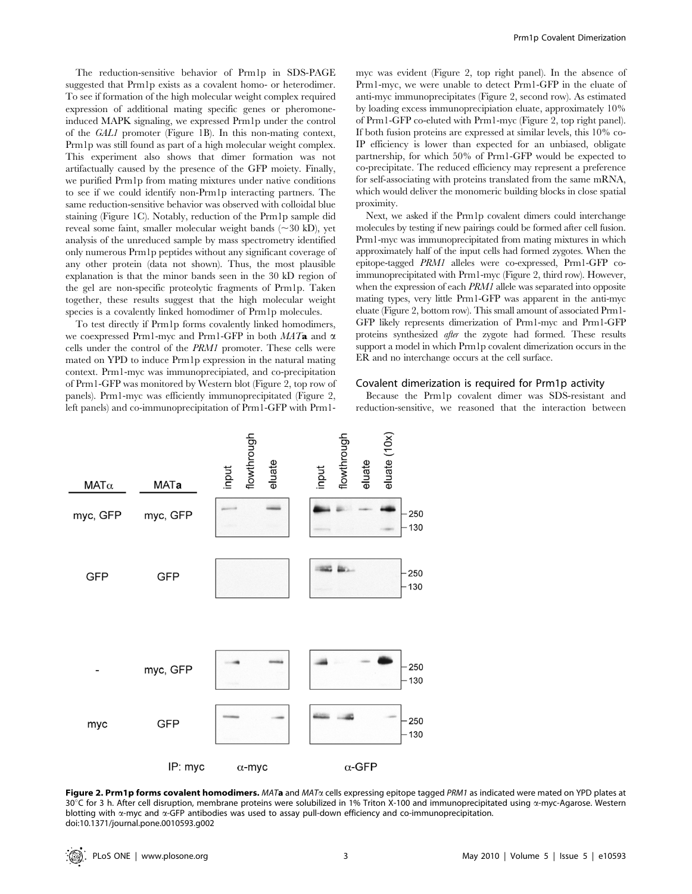The reduction-sensitive behavior of Prm1p in SDS-PAGE suggested that Prm1p exists as a covalent homo- or heterodimer. To see if formation of the high molecular weight complex required expression of additional mating specific genes or pheromone-induced MAPK signaling, we expressed Prm1p under the control of the *GAL1* promoter (Figure 1B). In this non-mating context, Prm1p was still found as part of a high molecular weight complex. This experiment also shows that dimer formation was not artifactually caused by the presence of the GFP moiety. Finally, we purified Prm1p from mating mixtures under native conditions to see if we could identify non-Prm1p interacting partners. The same reduction-sensitive behavior was observed with colloidal blue staining (Figure 1C). Notably, reduction of the Prm1p sample did reveal some faint, smaller molecular weight bands (~30 kD), yet analysis of the unreduced sample by mass spectrometry identified only numerous Prm1p peptides without any significant coverage of any other protein (data not shown). Thus, the most plausible explanation is that the minor bands seen in the 30 kD region of the gel are non-specific proteolytic fragments of Prm1p. Taken together, these results suggest that the high molecular weight species is a covalently linked homodimer of Prm1p molecules.

To test directly if Prm1p forms covalently linked homodimers, we coexpressed Prm1-myc and Prm1-GFP in both *MAT***a** and α cells under the control of the *PRM1* promoter. These cells were mated on YPD to induce Prm1p expression in the natural mating context. Prm1-myc was immunoprecipiated, and co-precipitation of Prm1-GFP was monitored by Western blot (Figure 2, top row of panels). Prm1-myc was efficiently immunoprecipitated (Figure 2, left panels) and co-immunoprecipitation of Prm1-GFP with Prm1-myc was evident (Figure 2, top right panel). In the absence of Prm1-myc, we were unable to detect Prm1-GFP in the eluate of anti-myc immunoprecipitates (Figure 2, second row). As estimated by loading excess immunoprecipitation eluate, approximately 10% of Prm1-GFP co-eluted with Prm1-myc (Figure 2, top right panel). If both fusion proteins are expressed at similar levels, this 10% co-IP efficiency is lower than expected for an unbiased, obligate partnership, for which 50% of Prm1-GFP would be expected to co-precipitate. The reduced efficiency may represent a preference for self-associating with proteins translated from the same mRNA, which would deliver the monomeric building blocks in close spatial proximity.

Next, we asked if the Prm1p covalent dimers could interchange molecules by testing if new pairings could be formed after cell fusion. Prm1-myc was immunoprecipitated from mating mixtures in which approximately half of the input cells had formed zygotes. When the epitope-tagged *PRM1* alleles were co-expressed, Prm1-GFP co-immunoprecipitated with Prm1-myc (Figure 2, third row). However, when the expression of each *PRM1* allele was separated into opposite mating types, very little Prm1-GFP was apparent in the anti-myc eluate (Figure 2, bottom row). This small amount of associated Prm1-GFP likely represents dimerization of Prm1-myc and Prm1-GFP proteins synthesized *after* the zygote had formed. These results support a model in which Prm1p covalent dimerization occurs in the ER and no interchange occurs at the cell surface.

## Covalent dimerization is required for Prm1p activity

Because the Prm1p covalent dimer was SDS-resistant and reduction-sensitive, we reasoned that the interaction between

**Figure 2. Prm1p forms covalent homodimers.** *MAT***a** and *MAT*α cells expressing epitope tagged *PRM1* as indicated were mated on YPD plates at 30°C for 3 h. After cell disruption, membrane proteins were solubilized in 1% Triton X-100 and immunoprecipitated using α-myc-Agarose. Western blotting with α-myc and α-GFP antibodies was used to assay pull-down efficiency and co-immunoprecipitation.
doi:10.1371/journal.pone.0010593.g002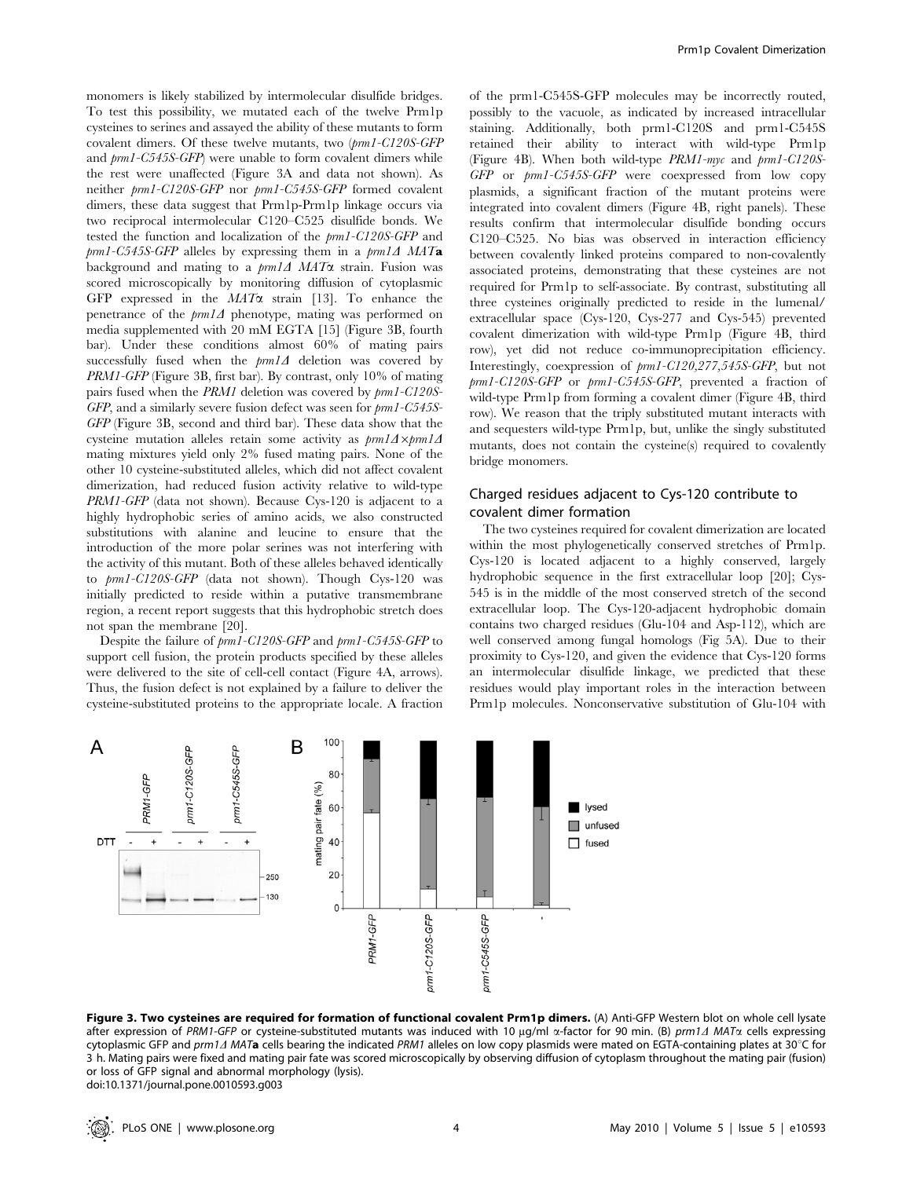monomers is likely stabilized by intermolecular disulfide bridges. To test this possibility, we mutated each of the twelve Prm1p cysteines to serines and assayed the ability of these mutants to form covalent dimers. Of these twelve mutants, two (*prm1-C120S-GFP* and *prm1-C545S-GFP*) were unable to form covalent dimers while the rest were unaffected (Figure 3A and data not shown). As neither *prm1-C120S-GFP* nor *prm1-C545S-GFP* formed covalent dimers, these data suggest that Prm1p-Prm1p linkage occurs via two reciprocal intermolecular C120–C525 disulfide bonds. We tested the function and localization of the *prm1-C120S-GFP* and *prm1-C545S-GFP* alleles by expressing them in a *prm1Δ MAT***a** background and mating to a *prm1Δ MATα* strain. Fusion was scored microscopically by monitoring diffusion of cytoplasmic GFP expressed in the *MATα* strain [13]. To enhance the penetrance of the *prm1Δ* phenotype, mating was performed on media supplemented with 20 mM EGTA [15] (Figure 3B, fourth bar). Under these conditions almost 60% of mating pairs successfully fused when the *prm1Δ* deletion was covered by *PRM1-GFP* (Figure 3B, first bar). By contrast, only 10% of mating pairs fused when the *PRM1* deletion was covered by *prm1-C120S-GFP*, and a similarly severe fusion defect was seen for *prm1-C545S-GFP* (Figure 3B, second and third bar). These data show that the cysteine mutation alleles retain some activity as *prm1Δ×prm1Δ* mating mixtures yield only 2% fused mating pairs. None of the other 10 cysteine-substituted alleles, which did not affect covalent dimerization, had reduced fusion activity relative to wild-type *PRM1-GFP* (data not shown). Because Cys-120 is adjacent to a highly hydrophobic series of amino acids, we also constructed substitutions with alanine and leucine to ensure that the introduction of the more polar serines was not interfering with the activity of this mutant. Both of these alleles behaved identically to *prm1-C120S-GFP* (data not shown). Though Cys-120 was initially predicted to reside within a putative transmembrane region, a recent report suggests that this hydrophobic stretch does not span the membrane [20].

Despite the failure of *prm1-C120S-GFP* and *prm1-C545S-GFP* to support cell fusion, the protein products specified by these alleles were delivered to the site of cell-cell contact (Figure 4A, arrows). Thus, the fusion defect is not explained by a failure to deliver the cysteine-substituted proteins to the appropriate locale. A fraction of the prm1-C545S-GFP molecules may be incorrectly routed, possibly to the vacuole, as indicated by increased intracellular staining. Additionally, both prm1-C120S and prm1-C545S retained their ability to interact with wild-type Prm1p (Figure 4B). When both wild-type *PRM1-myc* and *prm1-C120S-GFP* or *prm1-C545S-GFP* were coexpressed from low copy plasmids, a significant fraction of the mutant proteins were integrated into covalent dimers (Figure 4B, right panels). These results confirm that intermolecular disulfide bonding occurs C120–C525. No bias was observed in interaction efficiency between covalently linked proteins compared to non-covalently associated proteins, demonstrating that these cysteines are not required for Prm1p to self-associate. By contrast, substituting all three cysteines originally predicted to reside in the lumenal/extracellular space (Cys-120, Cys-277 and Cys-545) prevented covalent dimerization with wild-type Prm1p (Figure 4B, third row), yet did not reduce co-immunoprecipitation efficiency. Interestingly, coexpression of *prm1-C120,277,545S-GFP*, but not *prm1-C120S-GFP* or *prm1-C545S-GFP*, prevented a fraction of wild-type Prm1p from forming a covalent dimer (Figure 4B, third row). We reason that the triply substituted mutant interacts with and sequesters wild-type Prm1p, but, unlike the singly substituted mutants, does not contain the cysteine(s) required to covalently bridge monomers.

## Charged residues adjacent to Cys-120 contribute to covalent dimer formation

The two cysteines required for covalent dimerization are located within the most phylogenetically conserved stretches of Prm1p. Cys-120 is located adjacent to a highly conserved, largely hydrophobic sequence in the first extracellular loop [20]; Cys-545 is in the middle of the most conserved stretch of the second extracellular loop. The Cys-120-adjacent hydrophobic domain contains two charged residues (Glu-104 and Asp-112), which are well conserved among fungal homologs (Fig 5A). Due to their proximity to Cys-120, and given the evidence that Cys-120 forms an intermolecular disulfide linkage, we predicted that these residues would play important roles in the interaction between Prm1p molecules. Nonconservative substitution of Glu-104 with

**Figure 3. Two cysteines are required for formation of functional covalent Prm1p dimers.** (A) Anti-GFP Western blot on whole cell lysate after expression of *PRM1-GFP* or cysteine-substituted mutants was induced with 10 μg/ml α-factor for 90 min. (B) *prm1Δ MATα* cells expressing cytoplasmic GFP and *prm1Δ MAT***a** cells bearing the indicated *PRM1* alleles on low copy plasmids were mated on EGTA-containing plates at 30°C for 3 h. Mating pairs were fixed and mating pair fate was scored microscopically by observing diffusion of cytoplasm throughout the mating pair (fusion) or loss of GFP signal and abnormal morphology (lysis).
doi:10.1371/journal.pone.0010593.g003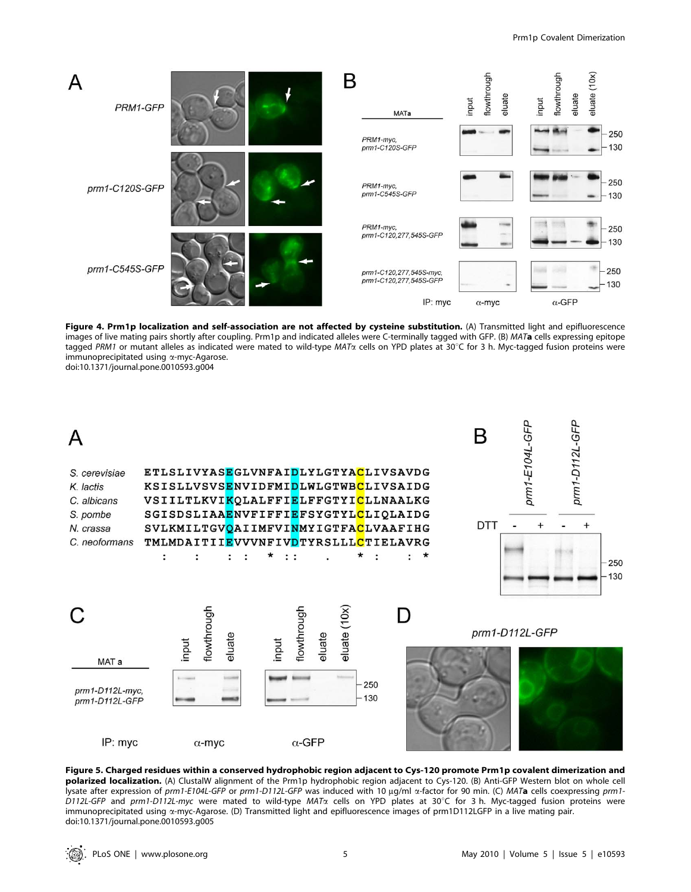**Figure 4. Prm1p localization and self-association are not affected by cysteine substitution.** (A) Transmitted light and epifluorescence images of live mating pairs shortly after coupling. Prm1p and indicated alleles were C-terminally tagged with GFP. (B) *MAT***a** cells expressing epitope tagged *PRM1* or mutant alleles as indicated were mated to wild-type *MATα* cells on YPD plates at 30°C for 3 h. Myc-tagged fusion proteins were immunoprecipitated using α-myc-Agarose.
doi:10.1371/journal.pone.0010593.g004

**Figure 5. Charged residues within a conserved hydrophobic region adjacent to Cys-120 promote Prm1p covalent dimerization and polarized localization.** (A) ClustalW alignment of the Prm1p hydrophobic region adjacent to Cys-120. (B) Anti-GFP Western blot on whole cell lysate after expression of *prm1-E104L-GFP* or *prm1-D112L-GFP* was induced with 10 μg/ml α-factor for 90 min. (C) *MAT***a** cells coexpressing *prm1-D112L-GFP* and *prm1-D112L-myc* were mated to wild-type *MATα* cells on YPD plates at 30°C for 3 h. Myc-tagged fusion proteins were immunoprecipitated using α-myc-Agarose. (D) Transmitted light and epifluorescence images of prm1D112LGFP in a live mating pair.
doi:10.1371/journal.pone.0010593.g005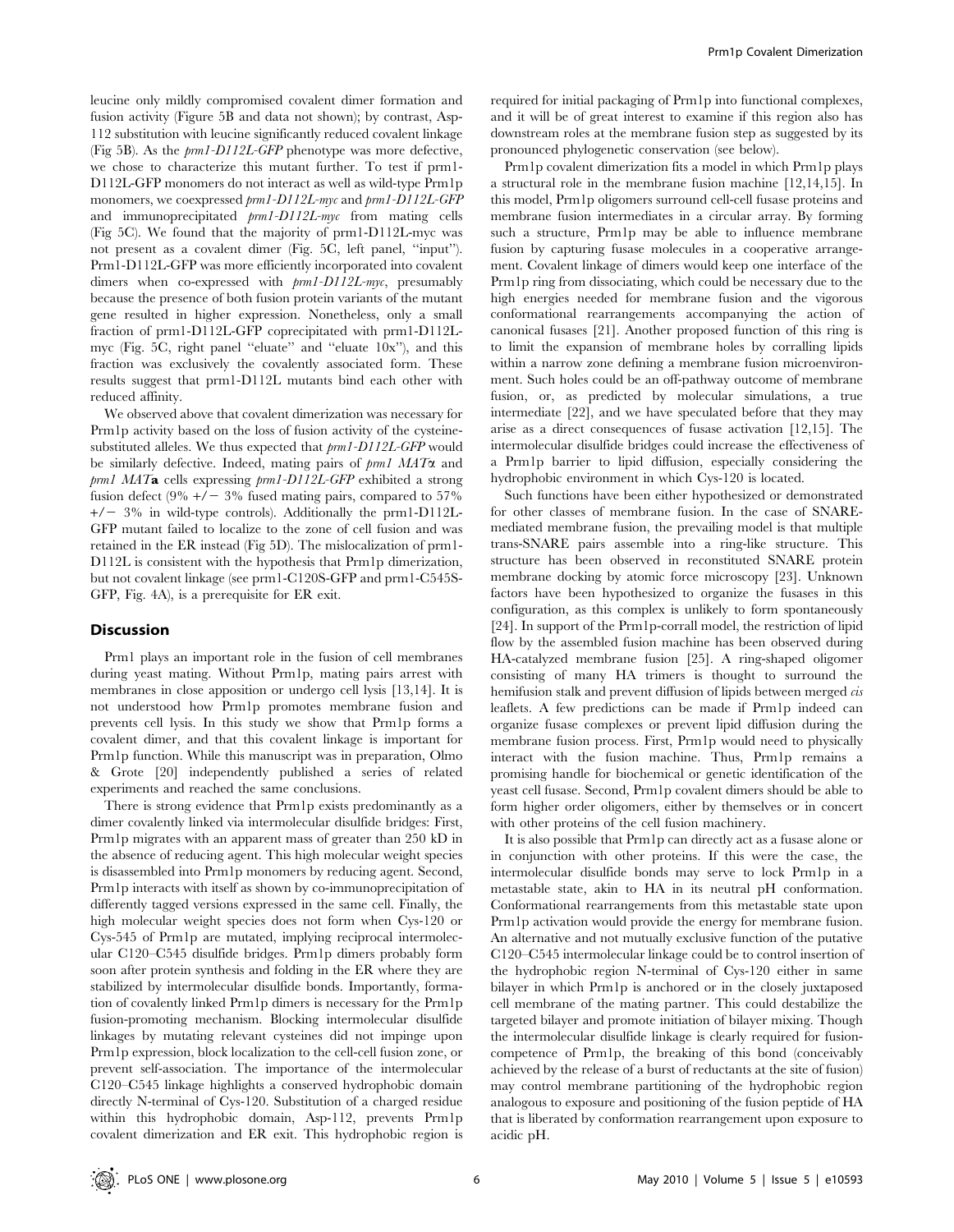leucine only mildly compromised covalent dimer formation and fusion activity (Figure 5B and data not shown); by contrast, Asp-112 substitution with leucine significantly reduced covalent linkage (Fig 5B). As the *prm1-D112L-GFP* phenotype was more defective, we chose to characterize this mutant further. To test if prm1-D112L-GFP monomers do not interact as well as wild-type Prm1p monomers, we coexpressed *prm1-D112L-myc* and *prm1-D112L-GFP* and immunoprecipitated *prm1-D112L-myc* from mating cells (Fig 5C). We found that the majority of prm1-D112L-myc was not present as a covalent dimer (Fig. 5C, left panel, "input"). Prm1-D112L-GFP was more efficiently incorporated into covalent dimers when co-expressed with *prm1-D112L-myc*, presumably because the presence of both fusion protein variants of the mutant gene resulted in higher expression. Nonetheless, only a small fraction of prm1-D112L-GFP coprecipitated with prm1-D112L-myc (Fig. 5C, right panel "eluate" and "eluate 10x"), and this fraction was exclusively the covalently associated form. These results suggest that prm1-D112L mutants bind each other with reduced affinity.

We observed above that covalent dimerization was necessary for Prm1p activity based on the loss of fusion activity of the cysteine-substituted alleles. We thus expected that *prm1-D112L-GFP* would be similarly defective. Indeed, mating pairs of *prm1 MATα* and *prm1 MAT***a** cells expressing *prm1-D112L-GFP* exhibited a strong fusion defect (9% +/− 3% fused mating pairs, compared to 57% +/− 3% in wild-type controls). Additionally the prm1-D112L-GFP mutant failed to localize to the zone of cell fusion and was retained in the ER instead (Fig 5D). The mislocalization of prm1-D112L is consistent with the hypothesis that Prm1p dimerization, but not covalent linkage (see prm1-C120S-GFP and prm1-C545S-GFP, Fig. 4A), is a prerequisite for ER exit.

## Discussion

Prm1 plays an important role in the fusion of cell membranes during yeast mating. Without Prm1p, mating pairs arrest with membranes in close apposition or undergo cell lysis [13,14]. It is not understood how Prm1p promotes membrane fusion and prevents cell lysis. In this study we show that Prm1p forms a covalent dimer, and that this covalent linkage is important for Prm1p function. While this manuscript was in preparation, Olmo & Grote [20] independently published a series of related experiments and reached the same conclusions.

There is strong evidence that Prm1p exists predominantly as a dimer covalently linked via intermolecular disulfide bridges: First, Prm1p migrates with an apparent mass of greater than 250 kD in the absence of reducing agent. This high molecular weight species is disassembled into Prm1p monomers by reducing agent. Second, Prm1p interacts with itself as shown by co-immunoprecipitation of differently tagged versions expressed in the same cell. Finally, the high molecular weight species does not form when Cys-120 or Cys-545 of Prm1p are mutated, implying reciprocal intermolecular C120–C545 disulfide bridges. Prm1p dimers probably form soon after protein synthesis and folding in the ER where they are stabilized by intermolecular disulfide bonds. Importantly, formation of covalently linked Prm1p dimers is necessary for the Prm1p fusion-promoting mechanism. Blocking intermolecular disulfide linkages by mutating relevant cysteines did not impinge upon Prm1p expression, block localization to the cell-cell fusion zone, or prevent self-association. The importance of the intermolecular C120–C545 linkage highlights a conserved hydrophobic domain directly N-terminal of Cys-120. Substitution of a charged residue within this hydrophobic domain, Asp-112, prevents Prm1p covalent dimerization and ER exit. This hydrophobic region is required for initial packaging of Prm1p into functional complexes, and it will be of great interest to examine if this region also has downstream roles at the membrane fusion step as suggested by its pronounced phylogenetic conservation (see below).

Prm1p covalent dimerization fits a model in which Prm1p plays a structural role in the membrane fusion machine [12,14,15]. In this model, Prm1p oligomers surround cell-cell fusase proteins and membrane fusion intermediates in a circular array. By forming such a structure, Prm1p may be able to influence membrane fusion by capturing fusase molecules in a cooperative arrangement. Covalent linkage of dimers would keep one interface of the Prm1p ring from dissociating, which could be necessary due to the high energies needed for membrane fusion and the vigorous conformational rearrangements accompanying the action of canonical fusases [21]. Another proposed function of this ring is to limit the expansion of membrane holes by corralling lipids within a narrow zone defining a membrane fusion microenvironment. Such holes could be an off-pathway outcome of membrane fusion, or, as predicted by molecular simulations, a true intermediate [22], and we have speculated before that they may arise as a direct consequences of fusase activation [12,15]. The intermolecular disulfide bridges could increase the effectiveness of a Prm1p barrier to lipid diffusion, especially considering the hydrophobic environment in which Cys-120 is located.

Such functions have been either hypothesized or demonstrated for other classes of membrane fusion. In the case of SNARE-mediated membrane fusion, the prevailing model is that multiple trans-SNARE pairs assemble into a ring-like structure. This structure has been observed in reconstituted SNARE protein membrane docking by atomic force microscopy [23]. Unknown factors have been hypothesized to organize the fusases in this configuration, as this complex is unlikely to form spontaneously [24]. In support of the Prm1p-corrall model, the restriction of lipid flow by the assembled fusion machine has been observed during HA-catalyzed membrane fusion [25]. A ring-shaped oligomer consisting of many HA trimers is thought to surround the hemifusion stalk and prevent diffusion of lipids between merged *cis* leaflets. A few predictions can be made if Prm1p indeed can organize fusase complexes or prevent lipid diffusion during the membrane fusion process. First, Prm1p would need to physically interact with the fusion machine. Thus, Prm1p remains a promising handle for biochemical or genetic identification of the yeast cell fusase. Second, Prm1p covalent dimers should be able to form higher order oligomers, either by themselves or in concert with other proteins of the cell fusion machinery.

It is also possible that Prm1p can directly act as a fusase alone or in conjunction with other proteins. If this were the case, the intermolecular disulfide bonds may serve to lock Prm1p in a metastable state, akin to HA in its neutral pH conformation. Conformational rearrangements from this metastable state upon Prm1p activation would provide the energy for membrane fusion. An alternative and not mutually exclusive function of the putative C120–C545 intermolecular linkage could be to control insertion of the hydrophobic region N-terminal of Cys-120 either in same bilayer in which Prm1p is anchored or in the closely juxtaposed cell membrane of the mating partner. This could destabilize the targeted bilayer and promote initiation of bilayer mixing. Though the intermolecular disulfide linkage is clearly required for fusion-competence of Prm1p, the breaking of this bond (conceivably achieved by the release of a burst of reductants at the site of fusion) may control membrane partitioning of the hydrophobic region analogous to exposure and positioning of the fusion peptide of HA that is liberated by conformation rearrangement upon exposure to acidic pH.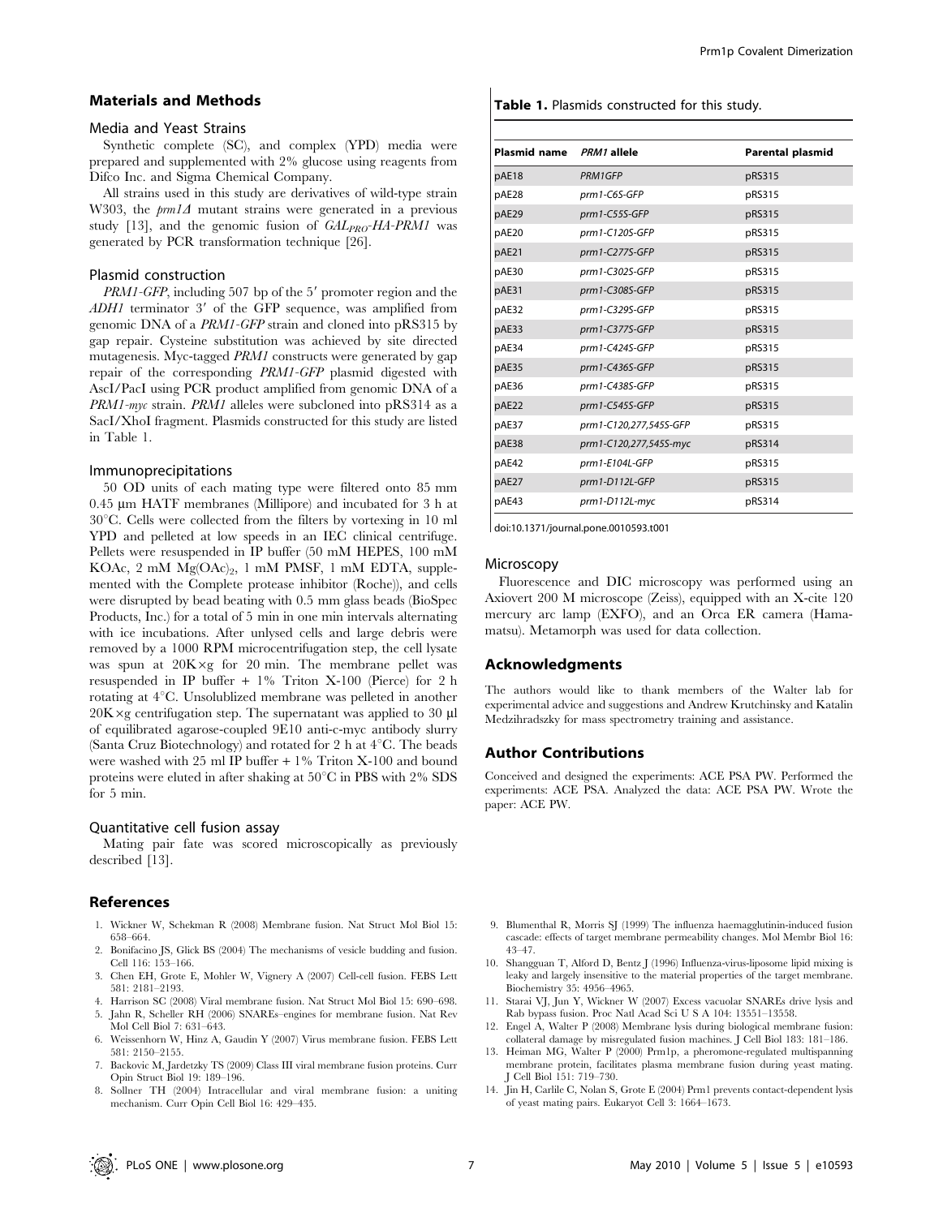## Materials and Methods

### Media and Yeast Strains

Synthetic complete (SC), and complex (YPD) media were prepared and supplemented with 2% glucose using reagents from Difco Inc. and Sigma Chemical Company.

All strains used in this study are derivatives of wild-type strain W303, the *prm1Δ* mutant strains were generated in a previous study [13], and the genomic fusion of $GAL_{PRO}$-*HA-PRM1* was generated by PCR transformation technique [26].

### Plasmid construction

*PRM1-GFP*, including 507 bp of the 5′ promoter region and the *ADH1* terminator 3′ of the GFP sequence, was amplified from genomic DNA of a *PRM1-GFP* strain and cloned into pRS315 by gap repair. Cysteine substitution was achieved by site directed mutagenesis. Myc-tagged *PRM1* constructs were generated by gap repair of the corresponding *PRM1-GFP* plasmid digested with AscI/PacI using PCR product amplified from genomic DNA of a *PRM1-myc* strain. *PRM1* alleles were subcloned into pRS314 as a SacI/XhoI fragment. Plasmids constructed for this study are listed in Table 1.

### Immunoprecipitations

50 OD units of each mating type were filtered onto 85 mm 0.45 µm HATF membranes (Millipore) and incubated for 3 h at 30°C. Cells were collected from the filters by vortexing in 10 ml YPD and pelleted at low speeds in an IEC clinical centrifuge. Pellets were resuspended in IP buffer (50 mM HEPES, 100 mM KOAc, 2 mM $Mg(OAc)_2$, 1 mM PMSF, 1 mM EDTA, supplemented with the Complete protease inhibitor (Roche)), and cells were disrupted by bead beating with 0.5 mm glass beads (BioSpec Products, Inc.) for a total of 5 min in one min intervals alternating with ice incubations. After unlysed cells and large debris were removed by a 1000 RPM microcentrifugation step, the cell lysate was spun at 20K×g for 20 min. The membrane pellet was resuspended in IP buffer + 1% Triton X-100 (Pierce) for 2 h rotating at 4°C. Unsolublized membrane was pelleted in another 20K×g centrifugation step. The supernatant was applied to 30 µl of equilibrated agarose-coupled 9E10 anti-c-myc antibody slurry (Santa Cruz Biotechnology) and rotated for 2 h at 4°C. The beads were washed with 25 ml IP buffer + 1% Triton X-100 and bound proteins were eluted in after shaking at 50°C in PBS with 2% SDS for 5 min.

### Quantitative cell fusion assay

Mating pair fate was scored microscopically as previously described [13].

**Table 1.** Plasmids constructed for this study.

| Plasmid name | *PRM1* allele | Parental plasmid |
|---|---|---|
| pAE18 | *PRM1GFP* | pRS315 |
| pAE28 | *prm1-C6S-GFP* | pRS315 |
| pAE29 | *prm1-C55S-GFP* | pRS315 |
| pAE20 | *prm1-C120S-GFP* | pRS315 |
| pAE21 | *prm1-C277S-GFP* | pRS315 |
| pAE30 | *prm1-C302S-GFP* | pRS315 |
| pAE31 | *prm1-C308S-GFP* | pRS315 |
| pAE32 | *prm1-C329S-GFP* | pRS315 |
| pAE33 | *prm1-C377S-GFP* | pRS315 |
| pAE34 | *prm1-C424S-GFP* | pRS315 |
| pAE35 | *prm1-C436S-GFP* | pRS315 |
| pAE36 | *prm1-C438S-GFP* | pRS315 |
| pAE22 | *prm1-C545S-GFP* | pRS315 |
| pAE37 | *prm1-C120,277,545S-GFP* | pRS315 |
| pAE38 | *prm1-C120,277,545S-myc* | pRS314 |
| pAE42 | *prm1-E104L-GFP* | pRS315 |
| pAE27 | *prm1-D112L-GFP* | pRS315 |
| pAE43 | *prm1-D112L-myc* | pRS314 |

doi:10.1371/journal.pone.0010593.t001

### Microscopy

Fluorescence and DIC microscopy was performed using an Axiovert 200 M microscope (Zeiss), equipped with an X-cite 120 mercury arc lamp (EXFO), and an Orca ER camera (Hamamatsu). Metamorph was used for data collection.

## Acknowledgments

The authors would like to thank members of the Walter lab for experimental advice and suggestions and Andrew Krutchinsky and Katalin Medzihradszky for mass spectrometry training and assistance.

## Author Contributions

Conceived and designed the experiments: ACE PSA PW. Performed the experiments: ACE PSA. Analyzed the data: ACE PSA PW. Wrote the paper: ACE PW.

## References

1. Wickner W, Schekman R (2008) Membrane fusion. Nat Struct Mol Biol 15: 658–664.
2. Bonifacino JS, Glick BS (2004) The mechanisms of vesicle budding and fusion. Cell 116: 153–166.
3. Chen EH, Grote E, Mohler W, Vignery A (2007) Cell-cell fusion. FEBS Lett 581: 2181–2193.
4. Harrison SC (2008) Viral membrane fusion. Nat Struct Mol Biol 15: 690–698.
5. Jahn R, Scheller RH (2006) SNAREs–engines for membrane fusion. Nat Rev Mol Cell Biol 7: 631–643.
6. Weissenhorn W, Hinz A, Gaudin Y (2007) Virus membrane fusion. FEBS Lett 581: 2150–2155.
7. Backovic M, Jardetzky TS (2009) Class III viral membrane fusion proteins. Curr Opin Struct Biol 19: 189–196.
8. Sollner TH (2004) Intracellular and viral membrane fusion: a uniting mechanism. Curr Opin Cell Biol 16: 429–435.
9. Blumenthal R, Morris SJ (1999) The influenza haemagglutinin-induced fusion cascade: effects of target membrane permeability changes. Mol Membr Biol 16: 43–47.
10. Shangguan T, Alford D, Bentz J (1996) Influenza-virus-liposome lipid mixing is leaky and largely insensitive to the material properties of the target membrane. Biochemistry 35: 4956–4965.
11. Starai VJ, Jun Y, Wickner W (2007) Excess vacuolar SNAREs drive lysis and Rab bypass fusion. Proc Natl Acad Sci U S A 104: 13551–13558.
12. Engel A, Walter P (2008) Membrane lysis during biological membrane fusion: collateral damage by misregulated fusion machines. J Cell Biol 183: 181–186.
13. Heiman MG, Walter P (2000) Prm1p, a pheromone-regulated multispanning membrane protein, facilitates plasma membrane fusion during yeast mating. J Cell Biol 151: 719–730.
14. Jin H, Carlile C, Nolan S, Grote E (2004) Prm1 prevents contact-dependent lysis of yeast mating pairs. Eukaryot Cell 3: 1664–1673.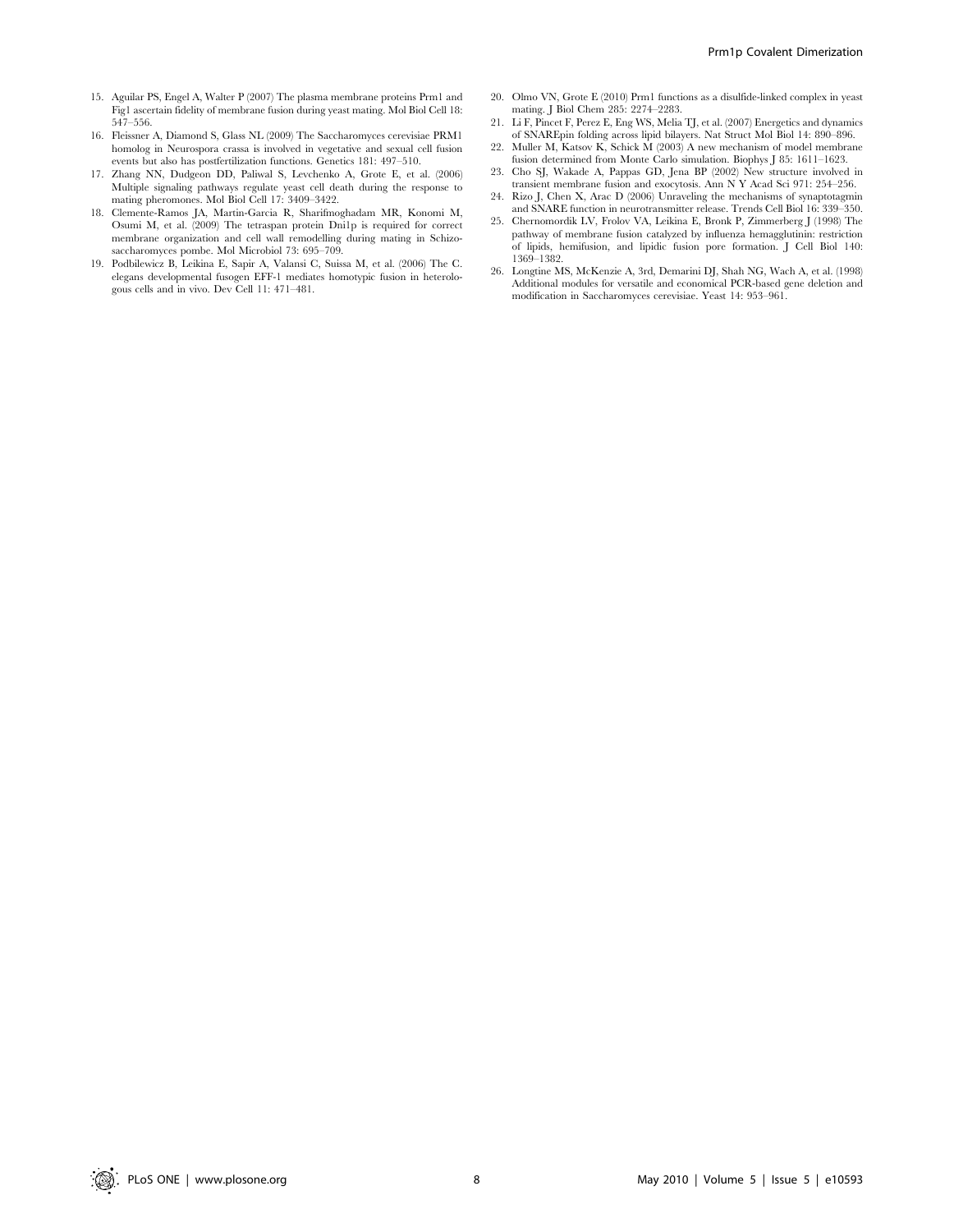15. Aguilar PS, Engel A, Walter P (2007) The plasma membrane proteins Prm1 and Fig1 ascertain fidelity of membrane fusion during yeast mating. Mol Biol Cell 18: 547–556.
16. Fleissner A, Diamond S, Glass NL (2009) The Saccharomyces cerevisiae PRM1 homolog in Neurospora crassa is involved in vegetative and sexual cell fusion events but also has postfertilization functions. Genetics 181: 497–510.
17. Zhang NN, Dudgeon DD, Paliwal S, Levchenko A, Grote E, et al. (2006) Multiple signaling pathways regulate yeast cell death during the response to mating pheromones. Mol Biol Cell 17: 3409–3422.
18. Clemente-Ramos JA, Martin-Garcia R, Sharifmoghadam MR, Konomi M, Osumi M, et al. (2009) The tetraspan protein Dni1p is required for correct membrane organization and cell wall remodelling during mating in Schizosaccharomyces pombe. Mol Microbiol 73: 695–709.
19. Podbilewicz B, Leikina E, Sapir A, Valansi C, Suissa M, et al. (2006) The C. elegans developmental fusogen EFF-1 mediates homotypic fusion in heterologous cells and in vivo. Dev Cell 11: 471–481.
20. Olmo VN, Grote E (2010) Prm1 functions as a disulfide-linked complex in yeast mating. J Biol Chem 285: 2274–2283.
21. Li F, Pincet F, Perez E, Eng WS, Melia TJ, et al. (2007) Energetics and dynamics of SNAREpin folding across lipid bilayers. Nat Struct Mol Biol 14: 890–896.
22. Muller M, Katsov K, Schick M (2003) A new mechanism of model membrane fusion determined from Monte Carlo simulation. Biophys J 85: 1611–1623.
23. Cho SJ, Wakade A, Pappas GD, Jena BP (2002) New structure involved in transient membrane fusion and exocytosis. Ann N Y Acad Sci 971: 254–256.
24. Rizo J, Chen X, Arac D (2006) Unraveling the mechanisms of synaptotagmin and SNARE function in neurotransmitter release. Trends Cell Biol 16: 339–350.
25. Chernomordik LV, Frolov VA, Leikina E, Bronk P, Zimmerberg J (1998) The pathway of membrane fusion catalyzed by influenza hemagglutinin: restriction of lipids, hemifusion, and lipidic fusion pore formation. J Cell Biol 140: 1369–1382.
26. Longtine MS, McKenzie A, 3rd, Demarini DJ, Shah NG, Wach A, et al. (1998) Additional modules for versatile and economical PCR-based gene deletion and modification in Saccharomyces cerevisiae. Yeast 14: 953–961.